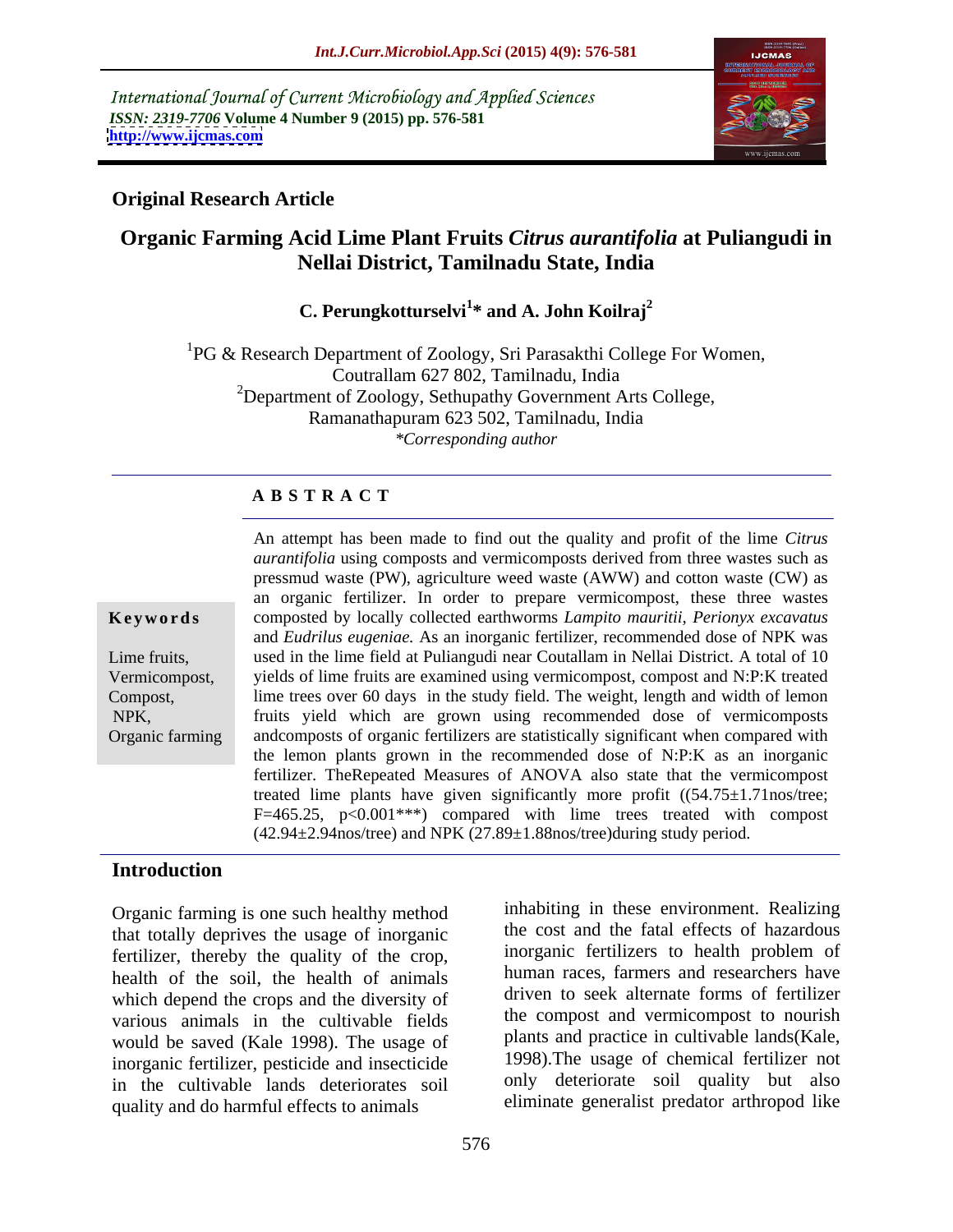International Journal of Current Microbiology and Applied Sciences
*ISSN: 2319-7706* **Volume 4 Number 9 (2015) pp. 576-581**
**http://www.ijcmas.com**

**Original Research Article**

# Organic Farming Acid Lime Plant Fruits *Citrus aurantifolia* at Puliangudi in Nellai District, Tamilnadu State, India

**C. Perungkotturselvi[1]* and A. John Koilraj[2]**

[1]PG & Research Department of Zoology, Sri Parasakthi College For Women, Coutrallam 627 802, Tamilnadu, India
[2]Department of Zoology, Sethupathy Government Arts College, Ramanathapuram 623 502, Tamilnadu, India
*\*Corresponding author*

## ABSTRACT

An attempt has been made to find out the quality and profit of the lime *Citrus aurantifolia* using composts and vermicomposts derived from three wastes such as pressmud waste (PW), agriculture weed waste (AWW) and cotton waste (CW) as an organic fertilizer. In order to prepare vermicompost, these three wastes composted by locally collected earthworms *Lampito mauritii*, *Perionyx excavatus* and *Eudrilus eugeniae.* As an inorganic fertilizer, recommended dose of NPK was used in the lime field at Puliangudi near Coutallam in Nellai District. A total of 10 yields of lime fruits are examined using vermicompost, compost and N:P:K treated lime trees over 60 days in the study field. The weight, length and width of lemon fruits yield which are grown using recommended dose of vermicomposts andcomposts of organic fertilizers are statistically significant when compared with the lemon plants grown in the recommended dose of N:P:K as an inorganic fertilizer. TheRepeated Measures of ANOVA also state that the vermicompost treated lime plants have given significantly more profit ((54.75±1.71nos/tree; F=465.25, p<0.001***) compared with lime trees treated with compost (42.94±2.94nos/tree) and NPK (27.89±1.88nos/tree)during study period.

**Keywords**

Lime fruits, Vermicompost, Compost, NPK, Organic farming

## Introduction

Organic farming is one such healthy method that totally deprives the usage of inorganic fertilizer, thereby the quality of the crop, health of the soil, the health of animals which depend the crops and the diversity of various animals in the cultivable fields would be saved (Kale 1998). The usage of inorganic fertilizer, pesticide and insecticide in the cultivable lands deteriorates soil quality and do harmful effects to animals inhabiting in these environment. Realizing the cost and the fatal effects of hazardous inorganic fertilizers to health problem of human races, farmers and researchers have driven to seek alternate forms of fertilizer the compost and vermicompost to nourish plants and practice in cultivable lands(Kale, 1998).The usage of chemical fertilizer not only deteriorate soil quality but also eliminate generalist predator arthropod like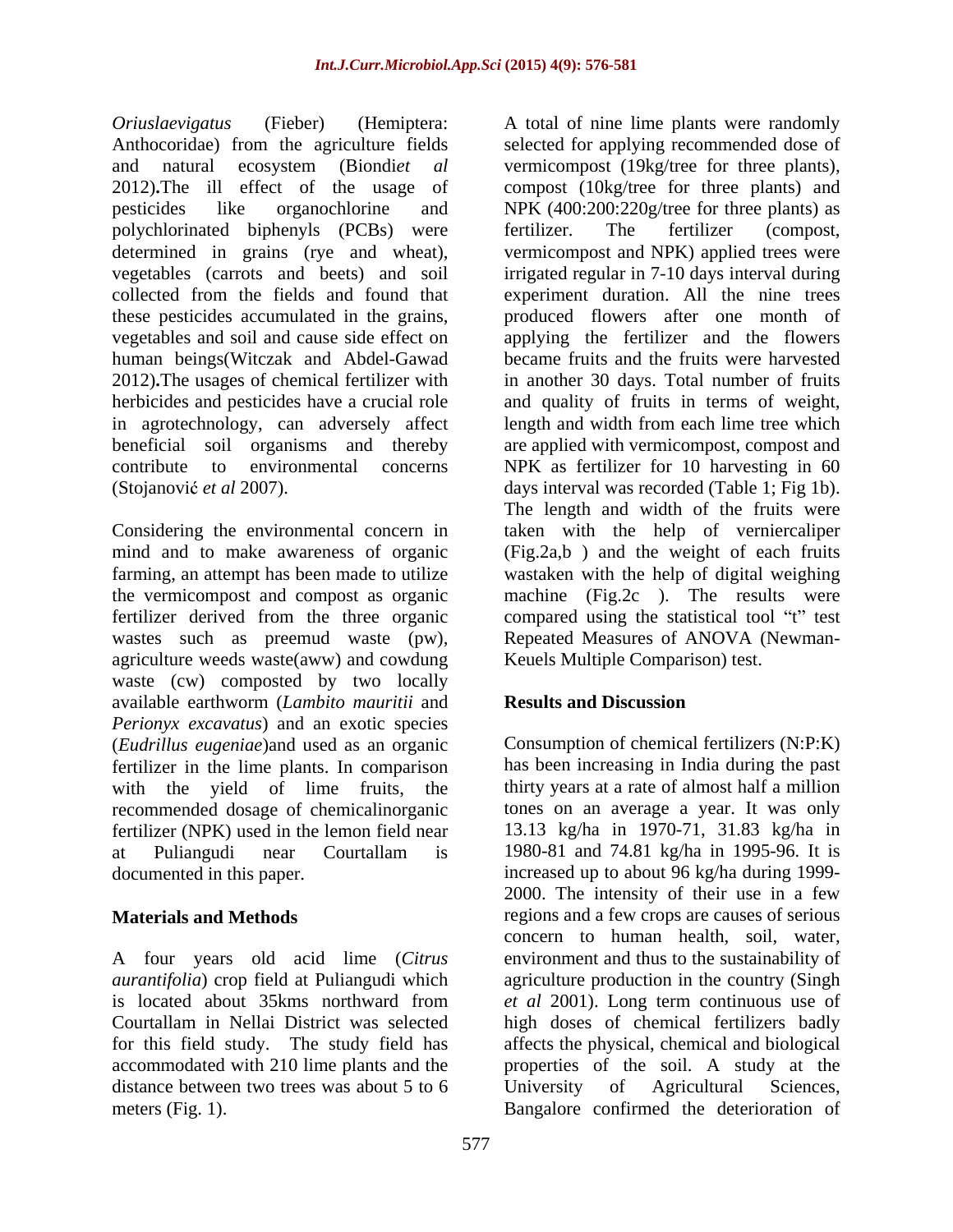*Oriuslaevigatus* (Fieber) (Hemiptera: Anthocoridae) from the agriculture fields and natural ecosystem (Biondi*et al* 2012)**.**The ill effect of the usage of pesticides like organochlorine and polychlorinated biphenyls (PCBs) were determined in grains (rye and wheat), vegetables (carrots and beets) and soil collected from the fields and found that these pesticides accumulated in the grains, vegetables and soil and cause side effect on human beings(Witczak and Abdel-Gawad 2012)**.**The usages of chemical fertilizer with herbicides and pesticides have a crucial role in agrotechnology, can adversely affect beneficial soil organisms and thereby contribute to environmental concerns (Stojanović *et al* 2007).

Considering the environmental concern in mind and to make awareness of organic farming, an attempt has been made to utilize the vermicompost and compost as organic fertilizer derived from the three organic wastes such as preemud waste (pw), agriculture weeds waste(aww) and cowdung waste (cw) composted by two locally available earthworm (*Lambito mauritii* and *Perionyx excavatus*) and an exotic species (*Eudrillus eugeniae*)and used as an organic fertilizer in the lime plants. In comparison with the yield of lime fruits, the recommended dosage of chemicalinorganic fertilizer (NPK) used in the lemon field near at Puliangudi near Courtallam is documented in this paper.

## Materials and Methods

A four years old acid lime (*Citrus aurantifolia*) crop field at Puliangudi which is located about 35kms northward from Courtallam in Nellai District was selected for this field study. The study field has accommodated with 210 lime plants and the distance between two trees was about 5 to 6 meters (Fig. 1).

A total of nine lime plants were randomly selected for applying recommended dose of vermicompost (19kg/tree for three plants), compost (10kg/tree for three plants) and NPK (400:200:220g/tree for three plants) as fertilizer. The fertilizer (compost, vermicompost and NPK) applied trees were irrigated regular in 7-10 days interval during experiment duration. All the nine trees produced flowers after one month of applying the fertilizer and the flowers became fruits and the fruits were harvested in another 30 days. Total number of fruits and quality of fruits in terms of weight, length and width from each lime tree which are applied with vermicompost, compost and NPK as fertilizer for 10 harvesting in 60 days interval was recorded (Table 1; Fig 1b). The length and width of the fruits were taken with the help of verniercaliper (Fig.2a,b ) and the weight of each fruits wastaken with the help of digital weighing machine (Fig.2c ). The results were compared using the statistical tool "t" test Repeated Measures of ANOVA (Newman-Keuels Multiple Comparison) test.

## Results and Discussion

Consumption of chemical fertilizers (N:P:K) has been increasing in India during the past thirty years at a rate of almost half a million tones on an average a year. It was only 13.13 kg/ha in 1970-71, 31.83 kg/ha in 1980-81 and 74.81 kg/ha in 1995-96. It is increased up to about 96 kg/ha during 1999-2000. The intensity of their use in a few regions and a few crops are causes of serious concern to human health, soil, water, environment and thus to the sustainability of agriculture production in the country (Singh *et al* 2001). Long term continuous use of high doses of chemical fertilizers badly affects the physical, chemical and biological properties of the soil. A study at the University of Agricultural Sciences, Bangalore confirmed the deterioration of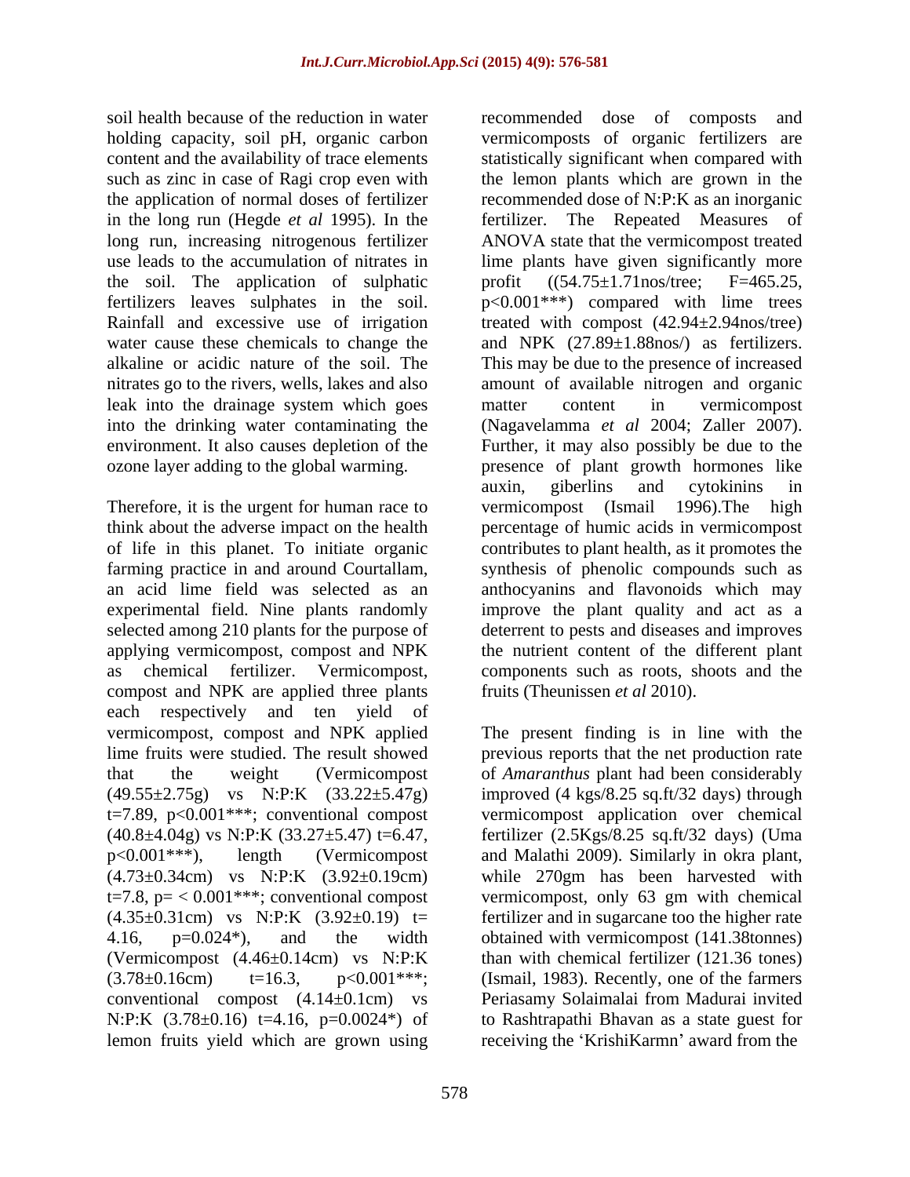soil health because of the reduction in water holding capacity, soil pH, organic carbon content and the availability of trace elements such as zinc in case of Ragi crop even with the application of normal doses of fertilizer in the long run (Hegde *et al* 1995). In the long run, increasing nitrogenous fertilizer use leads to the accumulation of nitrates in the soil. The application of sulphatic fertilizers leaves sulphates in the soil. Rainfall and excessive use of irrigation water cause these chemicals to change the alkaline or acidic nature of the soil. The nitrates go to the rivers, wells, lakes and also leak into the drainage system which goes into the drinking water contaminating the environment. It also causes depletion of the ozone layer adding to the global warming.

Therefore, it is the urgent for human race to think about the adverse impact on the health of life in this planet. To initiate organic farming practice in and around Courtallam, an acid lime field was selected as an experimental field. Nine plants randomly selected among 210 plants for the purpose of applying vermicompost, compost and NPK as chemical fertilizer. Vermicompost, compost and NPK are applied three plants each respectively and ten yield of vermicompost, compost and NPK applied lime fruits were studied. The result showed that the weight (Vermicompost (49.55±2.75g) vs N:P:K (33.22±5.47g) t=7.89, p<0.001***; conventional compost (40.8±4.04g) vs N:P:K (33.27±5.47) t=6.47, p<0.001***), length (Vermicompost (4.73±0.34cm) vs N:P:K (3.92±0.19cm) t=7.8, p= < 0.001***; conventional compost (4.35±0.31cm) vs N:P:K (3.92±0.19) t= 4.16, p=0.024*), and the width (Vermicompost (4.46±0.14cm) vs N:P:K (3.78±0.16cm) t=16.3, p<0.001***; conventional compost (4.14±0.1cm) vs N:P:K (3.78±0.16) t=4.16, p=0.0024*) of lemon fruits yield which are grown using recommended dose of composts and vermicomposts of organic fertilizers are statistically significant when compared with the lemon plants which are grown in the recommended dose of N:P:K as an inorganic fertilizer. The Repeated Measures of ANOVA state that the vermicompost treated lime plants have given significantly more profit ((54.75±1.71nos/tree; F=465.25, p<0.001***) compared with lime trees treated with compost (42.94±2.94nos/tree) and NPK (27.89±1.88nos/) as fertilizers. This may be due to the presence of increased amount of available nitrogen and organic matter content in vermicompost (Nagavelamma *et al* 2004; Zaller 2007). Further, it may also possibly be due to the presence of plant growth hormones like auxin, giberlins and cytokinins in vermicompost (Ismail 1996).The high percentage of humic acids in vermicompost contributes to plant health, as it promotes the synthesis of phenolic compounds such as anthocyanins and flavonoids which may improve the plant quality and act as a deterrent to pests and diseases and improves the nutrient content of the different plant components such as roots, shoots and the fruits (Theunissen *et al* 2010).

The present finding is in line with the previous reports that the net production rate of *Amaranthus* plant had been considerably improved (4 kgs/8.25 sq.ft/32 days) through vermicompost application over chemical fertilizer (2.5Kgs/8.25 sq.ft/32 days) (Uma and Malathi 2009). Similarly in okra plant, while 270gm has been harvested with vermicompost, only 63 gm with chemical fertilizer and in sugarcane too the higher rate obtained with vermicompost (141.38tonnes) than with chemical fertilizer (121.36 tones) (Ismail, 1983). Recently, one of the farmers Periasamy Solaimalai from Madurai invited to Rashtrapathi Bhavan as a state guest for receiving the 'KrishiKarmn' award from the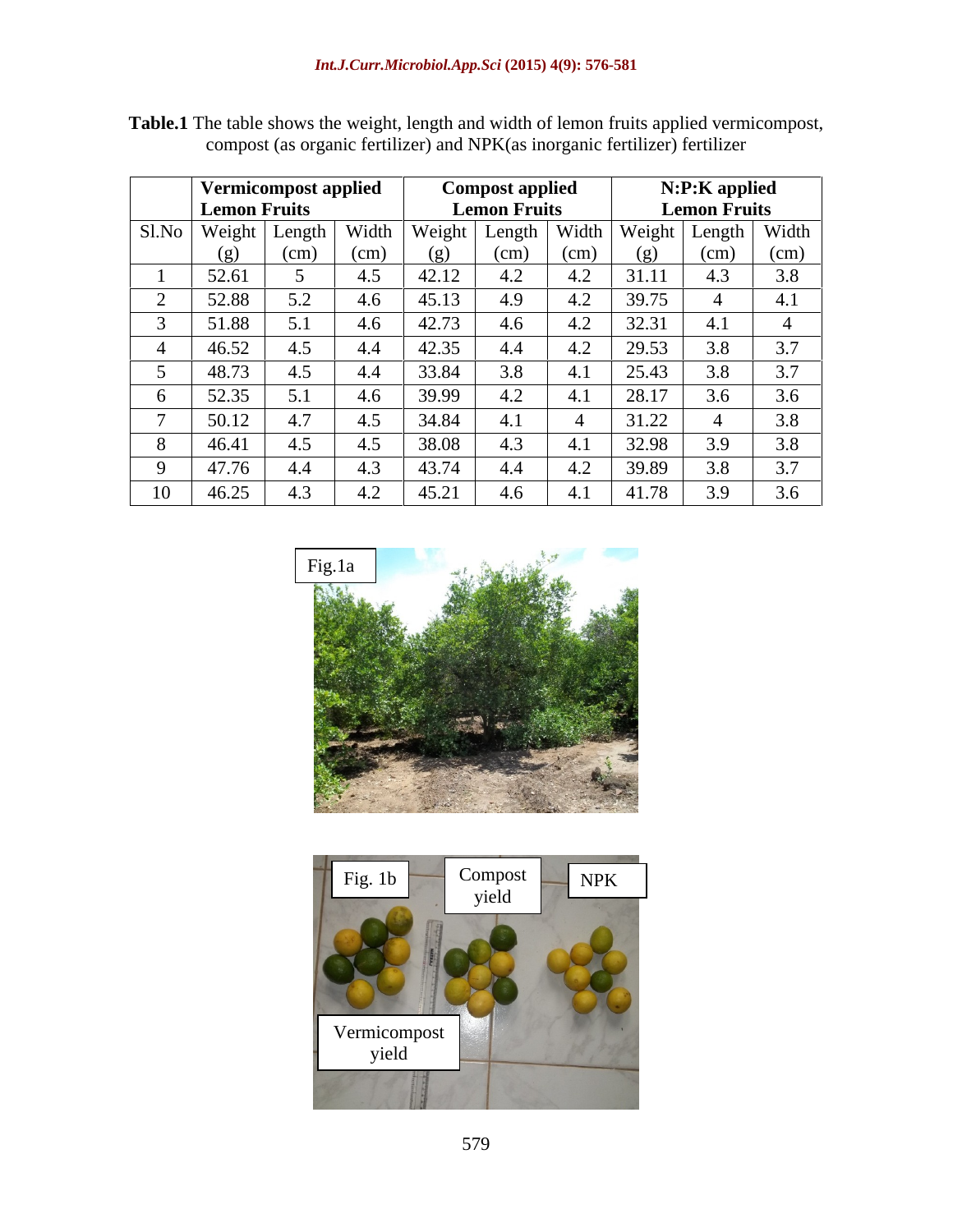**Table.1** The table shows the weight, length and width of lemon fruits applied vermicompost, compost (as organic fertilizer) and NPK(as inorganic fertilizer) fertilizer

| | Vermicompost applied Lemon Fruits | | | Compost applied Lemon Fruits | | | N:P:K applied Lemon Fruits | | |
|---|---|---|---|---|---|---|---|---|---|
| Sl.No | Weight (g) | Length (cm) | Width (cm) | Weight (g) | Length (cm) | Width (cm) | Weight (g) | Length (cm) | Width (cm) |
| 1 | 52.61 | 5 | 4.5 | 42.12 | 4.2 | 4.2 | 31.11 | 4.3 | 3.8 |
| 2 | 52.88 | 5.2 | 4.6 | 45.13 | 4.9 | 4.2 | 39.75 | 4 | 4.1 |
| 3 | 51.88 | 5.1 | 4.6 | 42.73 | 4.6 | 4.2 | 32.31 | 4.1 | 4 |
| 4 | 46.52 | 4.5 | 4.4 | 42.35 | 4.4 | 4.2 | 29.53 | 3.8 | 3.7 |
| 5 | 48.73 | 4.5 | 4.4 | 33.84 | 3.8 | 4.1 | 25.43 | 3.8 | 3.7 |
| 6 | 52.35 | 5.1 | 4.6 | 39.99 | 4.2 | 4.1 | 28.17 | 3.6 | 3.6 |
| 7 | 50.12 | 4.7 | 4.5 | 34.84 | 4.1 | 4 | 31.22 | 4 | 3.8 |
| 8 | 46.41 | 4.5 | 4.5 | 38.08 | 4.3 | 4.1 | 32.98 | 3.9 | 3.8 |
| 9 | 47.76 | 4.4 | 4.3 | 43.74 | 4.4 | 4.2 | 39.89 | 3.8 | 3.7 |
| 10 | 46.25 | 4.3 | 4.2 | 45.21 | 4.6 | 4.1 | 41.78 | 3.9 | 3.6 |

Fig.1a

Fig. 1b

Compost yield

NPK

Vermicompost yield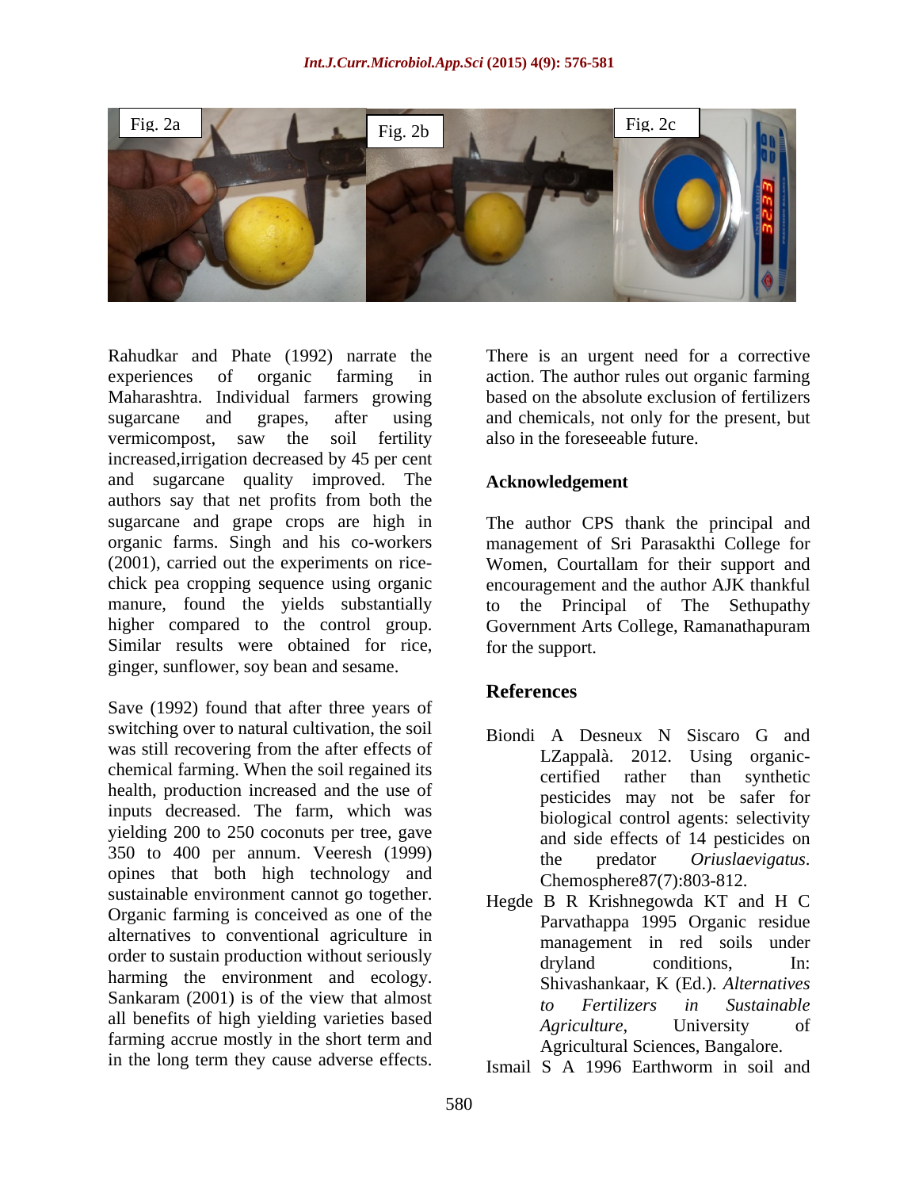Fig. 2a Fig. 2b Fig. 2c

Rahudkar and Phate (1992) narrate the experiences of organic farming in Maharashtra. Individual farmers growing sugarcane and grapes, after using vermicompost, saw the soil fertility increased,irrigation decreased by 45 per cent and sugarcane quality improved. The authors say that net profits from both the sugarcane and grape crops are high in organic farms. Singh and his co-workers (2001), carried out the experiments on rice-chick pea cropping sequence using organic manure, found the yields substantially higher compared to the control group. Similar results were obtained for rice, ginger, sunflower, soy bean and sesame.

Save (1992) found that after three years of switching over to natural cultivation, the soil was still recovering from the after effects of chemical farming. When the soil regained its health, production increased and the use of inputs decreased. The farm, which was yielding 200 to 250 coconuts per tree, gave 350 to 400 per annum. Veeresh (1999) opines that both high technology and sustainable environment cannot go together. Organic farming is conceived as one of the alternatives to conventional agriculture in order to sustain production without seriously harming the environment and ecology. Sankaram (2001) is of the view that almost all benefits of high yielding varieties based farming accrue mostly in the short term and in the long term they cause adverse effects. There is an urgent need for a corrective action. The author rules out organic farming based on the absolute exclusion of fertilizers and chemicals, not only for the present, but also in the foreseeable future.

## Acknowledgement

The author CPS thank the principal and management of Sri Parasakthi College for Women, Courtallam for their support and encouragement and the author AJK thankful to the Principal of The Sethupathy Government Arts College, Ramanathapuram for the support.

## References

Biondi A Desneux N Siscaro G and LZappalà. 2012. Using organic-certified rather than synthetic pesticides may not be safer for biological control agents: selectivity and side effects of 14 pesticides on the predator *Oriuslaevigatus*. Chemosphere87(7):803-812.

Hegde B R Krishnegowda KT and H C Parvathappa 1995 Organic residue management in red soils under dryland conditions, In: Shivashankaar, K (Ed.). *Alternatives to Fertilizers in Sustainable Agriculture*, University of Agricultural Sciences, Bangalore.

Ismail S A 1996 Earthworm in soil and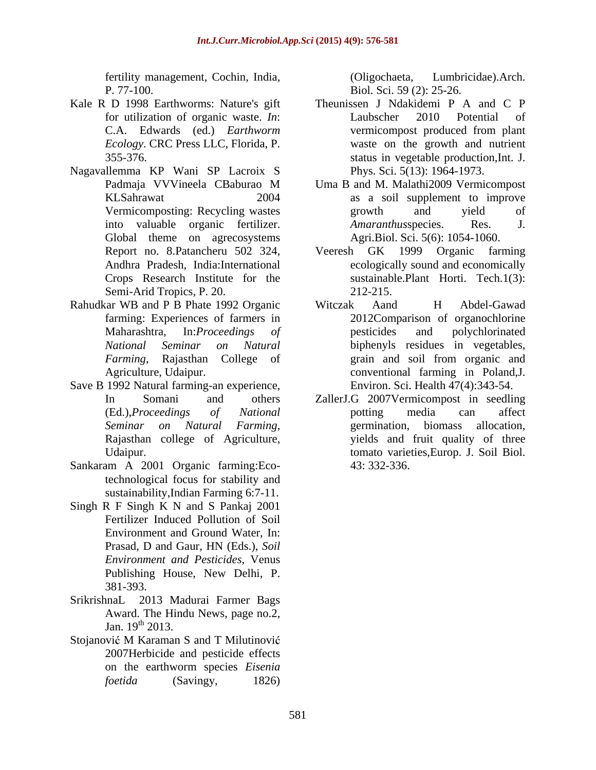fertility management, Cochin, India, P. 77-100.

Kale R D 1998 Earthworms: Nature's gift for utilization of organic waste. *In*: C.A. Edwards (ed.) *Earthworm Ecology*. CRC Press LLC, Florida, P. 355-376.

Nagavallemma KP Wani SP Lacroix S Padmaja VVVineela CBaburao M KLSahrawat 2004 Vermicomposting: Recycling wastes into valuable organic fertilizer. Global theme on agrecosystems Report no. 8.Patancheru 502 324, Andhra Pradesh, India:International Crops Research Institute for the Semi-Arid Tropics, P. 20.

Rahudkar WB and P B Phate 1992 Organic farming: Experiences of farmers in Maharashtra, In:*Proceedings of National Seminar on Natural Farming*, Rajasthan College of Agriculture, Udaipur.

Save B 1992 Natural farming-an experience, In Somani and others (Ed.),*Proceedings of National Seminar on Natural Farming*, Rajasthan college of Agriculture, Udaipur.

Sankaram A 2001 Organic farming:Eco-technological focus for stability and sustainability,Indian Farming 6:7-11.

Singh R F Singh K N and S Pankaj 2001 Fertilizer Induced Pollution of Soil Environment and Ground Water, In: Prasad, D and Gaur, HN (Eds.), *Soil Environment and Pesticides*, Venus Publishing House, New Delhi, P. 381-393.

SrikrishnaL 2013 Madurai Farmer Bags Award. The Hindu News, page no.2, Jan. 19th 2013.

Stojanović M Karaman S and T Milutinović 2007Herbicide and pesticide effects on the earthworm species *Eisenia foetida* (Savingy, 1826) (Oligochaeta, Lumbricidae).Arch. Biol. Sci. 59 (2): 25-26.

Theunissen J Ndakidemi P A and C P Laubscher 2010 Potential of vermicompost produced from plant waste on the growth and nutrient status in vegetable production,Int. J. Phys. Sci. 5(13): 1964-1973.

Uma B and M. Malathi2009 Vermicompost as a soil supplement to improve growth and yield of *Amaranthus*species. Res. J. Agri.Biol. Sci. 5(6): 1054-1060.

Veeresh GK 1999 Organic farming ecologically sound and economically sustainable.Plant Horti. Tech.1(3): 212-215.

Witczak Aand H Abdel-Gawad 2012Comparison of organochlorine pesticides and polychlorinated biphenyls residues in vegetables, grain and soil from organic and conventional farming in Poland,J. Environ. Sci. Health 47(4):343-54.

ZallerJ.G 2007Vermicompost in seedling potting media can affect germination, biomass allocation, yields and fruit quality of three tomato varieties,Europ. J. Soil Biol. 43: 332-336.